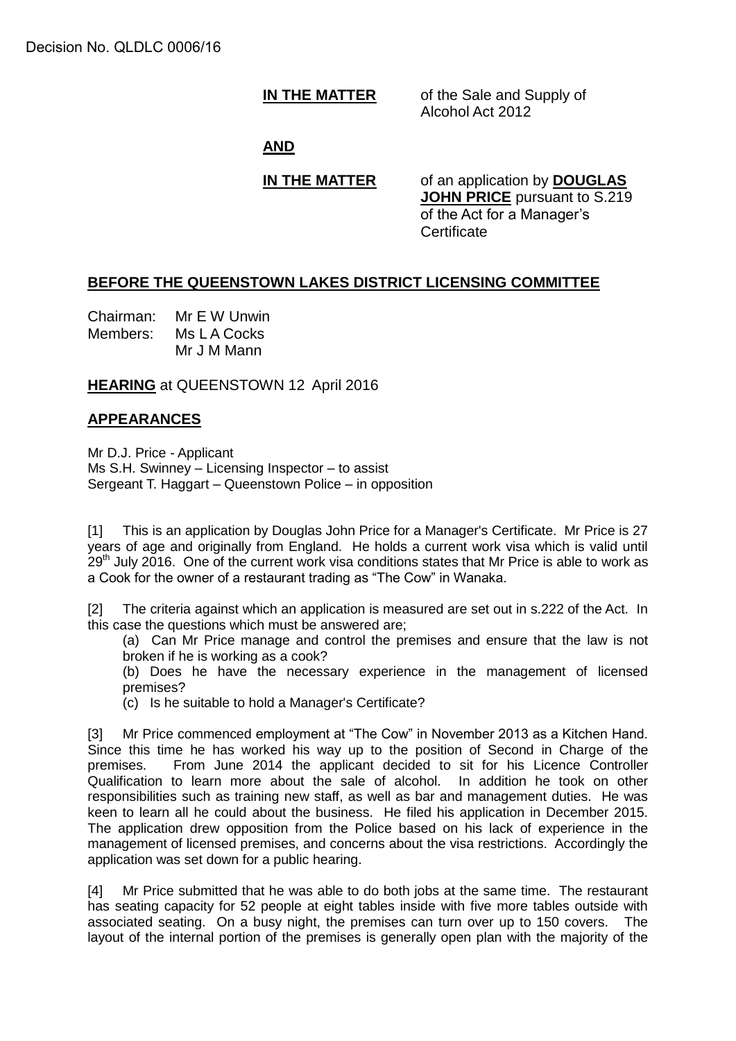Decision No. QLDLC 0006/16

**IN THE MATTER** of the Sale and Supply of Alcohol Act 2012

**AND**

**IN THE MATTER** of an application by **DOUGLAS JOHN PRICE** pursuant to S.219 of the Act for a Manager's Certificate

## BEFORE THE QUEENSTOWN LAKES DISTRICT LICENSING COMMITTEE

Chairman: Mr E W Unwin
Members: Ms L A Cocks
Mr J M Mann

**HEARING** at QUEENSTOWN 12 April 2016

## APPEARANCES

Mr D.J. Price - Applicant
Ms S.H. Swinney – Licensing Inspector – to assist
Sergeant T. Haggart – Queenstown Police – in opposition

[1] This is an application by Douglas John Price for a Manager's Certificate. Mr Price is 27 years of age and originally from England. He holds a current work visa which is valid until 29th July 2016. One of the current work visa conditions states that Mr Price is able to work as a Cook for the owner of a restaurant trading as "The Cow" in Wanaka.

[2] The criteria against which an application is measured are set out in s.222 of the Act. In this case the questions which must be answered are;

(a) Can Mr Price manage and control the premises and ensure that the law is not broken if he is working as a cook?

(b) Does he have the necessary experience in the management of licensed premises?

(c) Is he suitable to hold a Manager's Certificate?

[3] Mr Price commenced employment at "The Cow" in November 2013 as a Kitchen Hand. Since this time he has worked his way up to the position of Second in Charge of the premises. From June 2014 the applicant decided to sit for his Licence Controller Qualification to learn more about the sale of alcohol. In addition he took on other responsibilities such as training new staff, as well as bar and management duties. He was keen to learn all he could about the business. He filed his application in December 2015. The application drew opposition from the Police based on his lack of experience in the management of licensed premises, and concerns about the visa restrictions. Accordingly the application was set down for a public hearing.

[4] Mr Price submitted that he was able to do both jobs at the same time. The restaurant has seating capacity for 52 people at eight tables inside with five more tables outside with associated seating. On a busy night, the premises can turn over up to 150 covers. The layout of the internal portion of the premises is generally open plan with the majority of the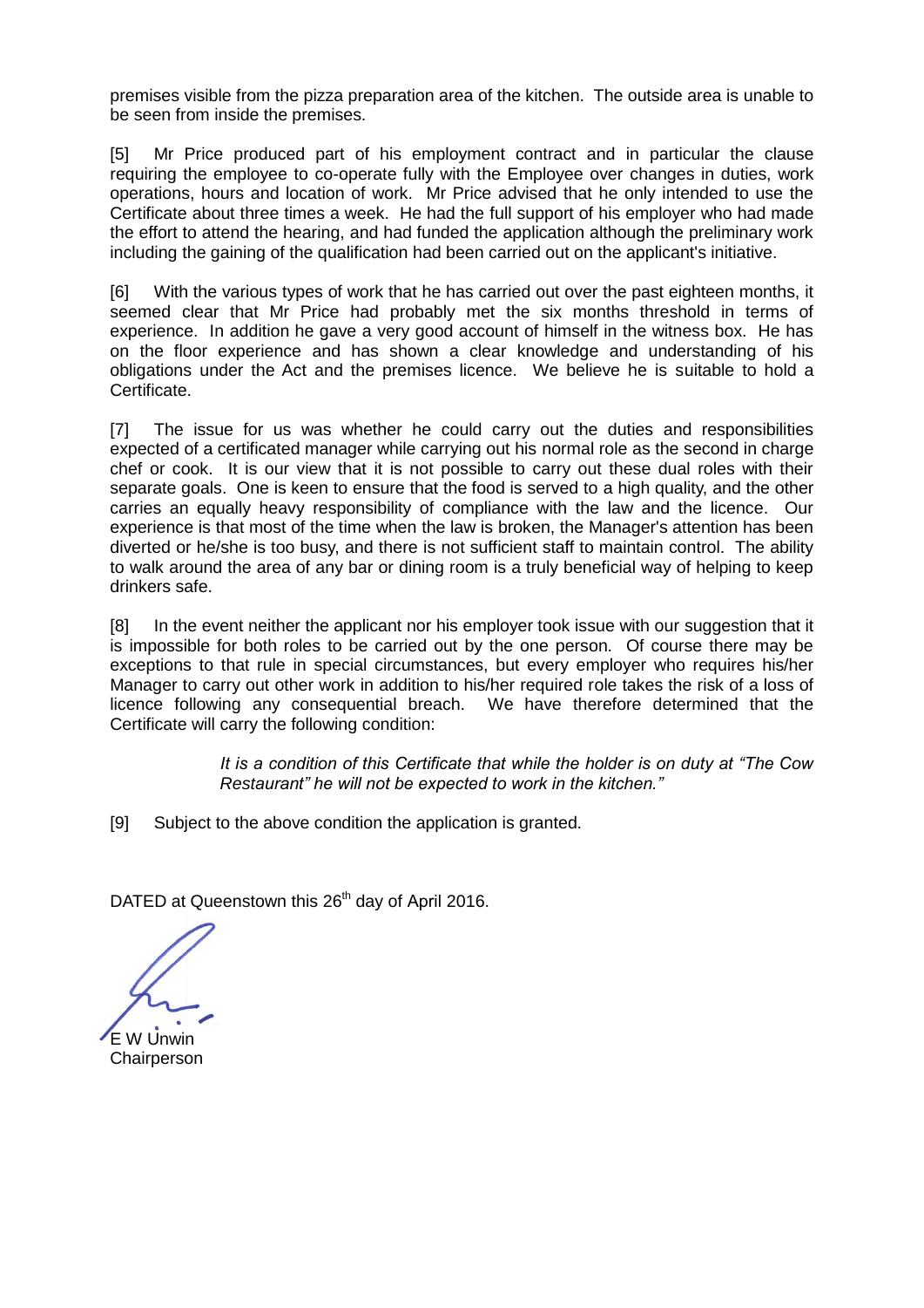premises visible from the pizza preparation area of the kitchen. The outside area is unable to be seen from inside the premises.

[5] Mr Price produced part of his employment contract and in particular the clause requiring the employee to co-operate fully with the Employee over changes in duties, work operations, hours and location of work. Mr Price advised that he only intended to use the Certificate about three times a week. He had the full support of his employer who had made the effort to attend the hearing, and had funded the application although the preliminary work including the gaining of the qualification had been carried out on the applicant's initiative.

[6] With the various types of work that he has carried out over the past eighteen months, it seemed clear that Mr Price had probably met the six months threshold in terms of experience. In addition he gave a very good account of himself in the witness box. He has on the floor experience and has shown a clear knowledge and understanding of his obligations under the Act and the premises licence. We believe he is suitable to hold a Certificate.

[7] The issue for us was whether he could carry out the duties and responsibilities expected of a certificated manager while carrying out his normal role as the second in charge chef or cook. It is our view that it is not possible to carry out these dual roles with their separate goals. One is keen to ensure that the food is served to a high quality, and the other carries an equally heavy responsibility of compliance with the law and the licence. Our experience is that most of the time when the law is broken, the Manager's attention has been diverted or he/she is too busy, and there is not sufficient staff to maintain control. The ability to walk around the area of any bar or dining room is a truly beneficial way of helping to keep drinkers safe.

[8] In the event neither the applicant nor his employer took issue with our suggestion that it is impossible for both roles to be carried out by the one person. Of course there may be exceptions to that rule in special circumstances, but every employer who requires his/her Manager to carry out other work in addition to his/her required role takes the risk of a loss of licence following any consequential breach. We have therefore determined that the Certificate will carry the following condition:

> *It is a condition of this Certificate that while the holder is on duty at "The Cow Restaurant" he will not be expected to work in the kitchen."*

[9] Subject to the above condition the application is granted.

DATED at Queenstown this 26th day of April 2016.

E W Unwin
Chairperson